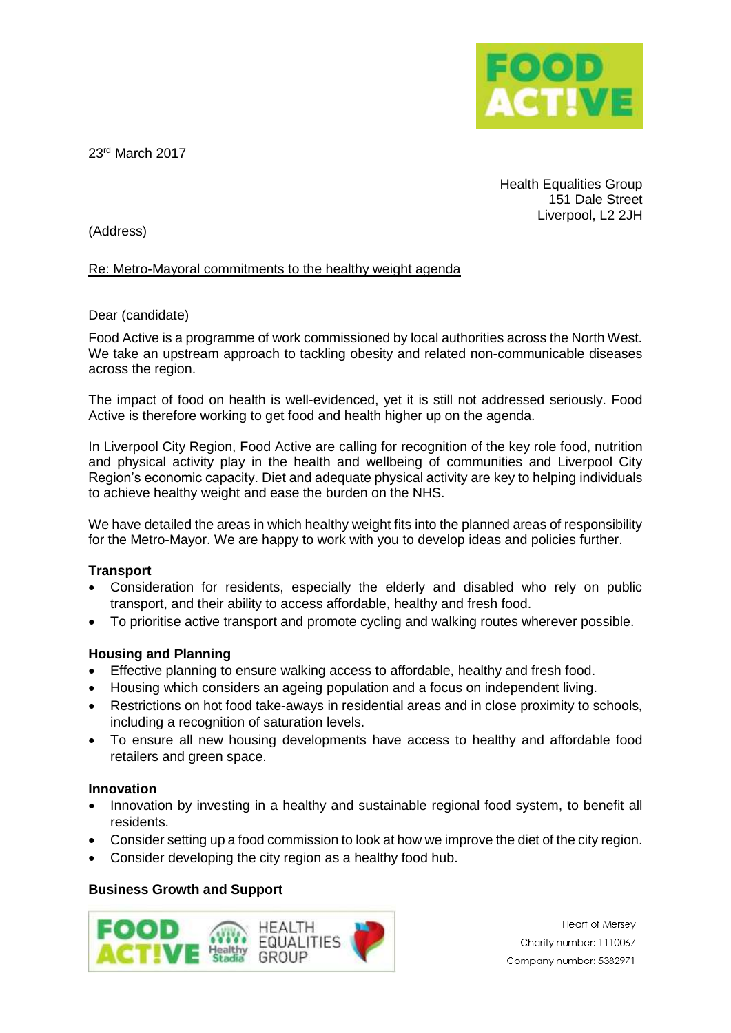23rd March 2017

Health Equalities Group
151 Dale Street
Liverpool, L2 2JH

(Address)

Re: Metro-Mayoral commitments to the healthy weight agenda

Dear (candidate)

Food Active is a programme of work commissioned by local authorities across the North West. We take an upstream approach to tackling obesity and related non-communicable diseases across the region.

The impact of food on health is well-evidenced, yet it is still not addressed seriously. Food Active is therefore working to get food and health higher up on the agenda.

In Liverpool City Region, Food Active are calling for recognition of the key role food, nutrition and physical activity play in the health and wellbeing of communities and Liverpool City Region's economic capacity. Diet and adequate physical activity are key to helping individuals to achieve healthy weight and ease the burden on the NHS.

We have detailed the areas in which healthy weight fits into the planned areas of responsibility for the Metro-Mayor. We are happy to work with you to develop ideas and policies further.

**Transport**

- Consideration for residents, especially the elderly and disabled who rely on public transport, and their ability to access affordable, healthy and fresh food.
- To prioritise active transport and promote cycling and walking routes wherever possible.

**Housing and Planning**

- Effective planning to ensure walking access to affordable, healthy and fresh food.
- Housing which considers an ageing population and a focus on independent living.
- Restrictions on hot food take-aways in residential areas and in close proximity to schools, including a recognition of saturation levels.
- To ensure all new housing developments have access to healthy and affordable food retailers and green space.

**Innovation**

- Innovation by investing in a healthy and sustainable regional food system, to benefit all residents.
- Consider setting up a food commission to look at how we improve the diet of the city region.
- Consider developing the city region as a healthy food hub.

**Business Growth and Support**

Heart of Mersey
Charity number: 1110067
Company number: 5382971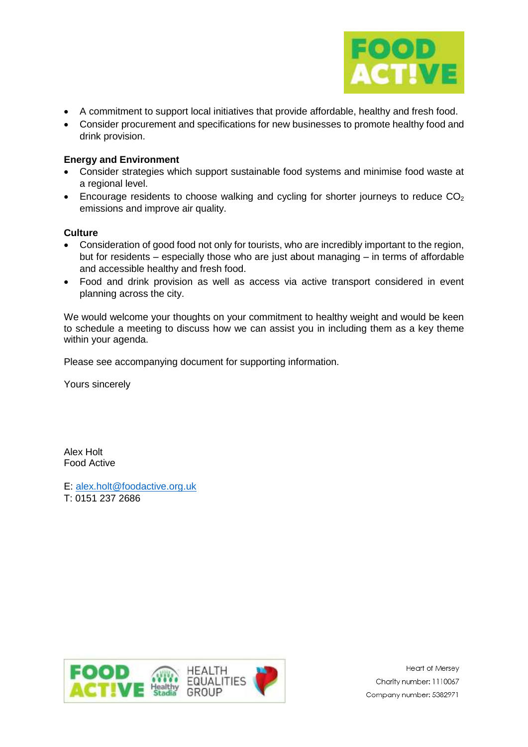- A commitment to support local initiatives that provide affordable, healthy and fresh food.
- Consider procurement and specifications for new businesses to promote healthy food and drink provision.

**Energy and Environment**

- Consider strategies which support sustainable food systems and minimise food waste at a regional level.
- Encourage residents to choose walking and cycling for shorter journeys to reduce $CO_2$ emissions and improve air quality.

**Culture**

- Consideration of good food not only for tourists, who are incredibly important to the region, but for residents – especially those who are just about managing – in terms of affordable and accessible healthy and fresh food.
- Food and drink provision as well as access via active transport considered in event planning across the city.

We would welcome your thoughts on your commitment to healthy weight and would be keen to schedule a meeting to discuss how we can assist you in including them as a key theme within your agenda.

Please see accompanying document for supporting information.

Yours sincerely

Alex Holt
Food Active

E: alex.holt@foodactive.org.uk
T: 0151 237 2686

Heart of Mersey
Charity number: 1110067
Company number: 5382971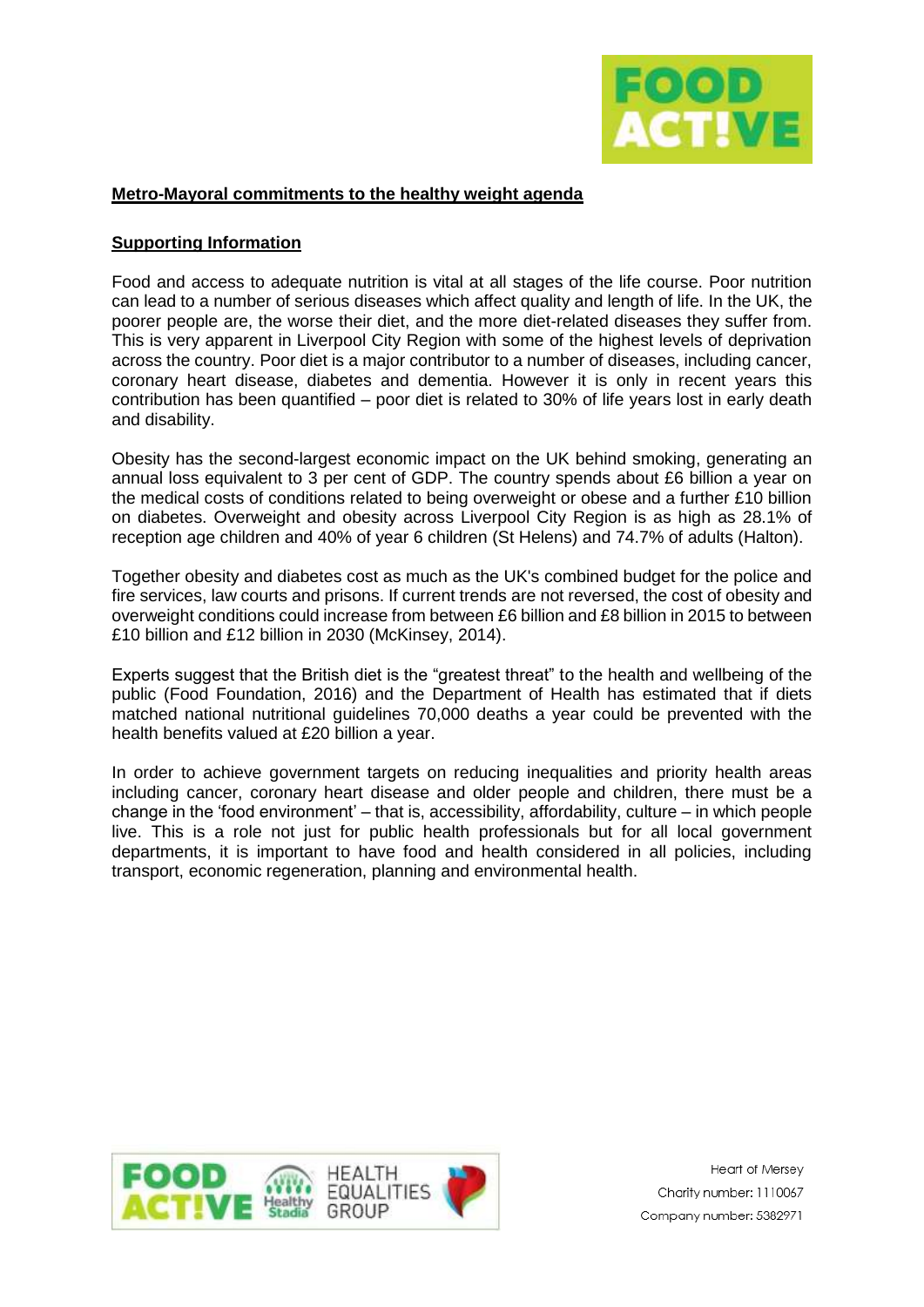**Metro-Mayoral commitments to the healthy weight agenda**

**Supporting Information**

Food and access to adequate nutrition is vital at all stages of the life course. Poor nutrition can lead to a number of serious diseases which affect quality and length of life. In the UK, the poorer people are, the worse their diet, and the more diet-related diseases they suffer from. This is very apparent in Liverpool City Region with some of the highest levels of deprivation across the country. Poor diet is a major contributor to a number of diseases, including cancer, coronary heart disease, diabetes and dementia. However it is only in recent years this contribution has been quantified – poor diet is related to 30% of life years lost in early death and disability.

Obesity has the second-largest economic impact on the UK behind smoking, generating an annual loss equivalent to 3 per cent of GDP. The country spends about £6 billion a year on the medical costs of conditions related to being overweight or obese and a further £10 billion on diabetes. Overweight and obesity across Liverpool City Region is as high as 28.1% of reception age children and 40% of year 6 children (St Helens) and 74.7% of adults (Halton).

Together obesity and diabetes cost as much as the UK's combined budget for the police and fire services, law courts and prisons. If current trends are not reversed, the cost of obesity and overweight conditions could increase from between £6 billion and £8 billion in 2015 to between £10 billion and £12 billion in 2030 (McKinsey, 2014).

Experts suggest that the British diet is the "greatest threat" to the health and wellbeing of the public (Food Foundation, 2016) and the Department of Health has estimated that if diets matched national nutritional guidelines 70,000 deaths a year could be prevented with the health benefits valued at £20 billion a year.

In order to achieve government targets on reducing inequalities and priority health areas including cancer, coronary heart disease and older people and children, there must be a change in the 'food environment' – that is, accessibility, affordability, culture – in which people live. This is a role not just for public health professionals but for all local government departments, it is important to have food and health considered in all policies, including transport, economic regeneration, planning and environmental health.